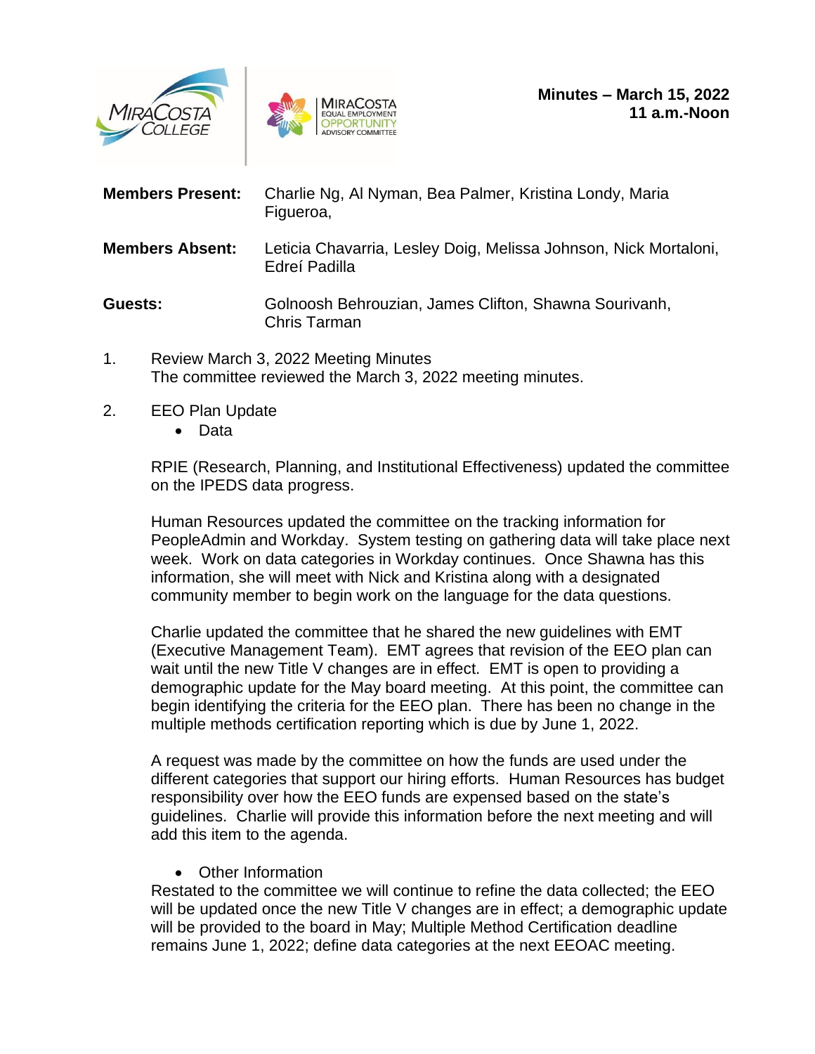**Minutes – March 15, 2022**
**11 a.m.-Noon**

**Members Present:** Charlie Ng, Al Nyman, Bea Palmer, Kristina Londy, Maria Figueroa,

**Members Absent:** Leticia Chavarria, Lesley Doig, Melissa Johnson, Nick Mortaloni, Edreí Padilla

**Guests:** Golnoosh Behrouzian, James Clifton, Shawna Sourivanh, Chris Tarman

1. Review March 3, 2022 Meeting Minutes
   The committee reviewed the March 3, 2022 meeting minutes.

2. EEO Plan Update
   - Data

   RPIE (Research, Planning, and Institutional Effectiveness) updated the committee on the IPEDS data progress.

   Human Resources updated the committee on the tracking information for PeopleAdmin and Workday. System testing on gathering data will take place next week. Work on data categories in Workday continues. Once Shawna has this information, she will meet with Nick and Kristina along with a designated community member to begin work on the language for the data questions.

   Charlie updated the committee that he shared the new guidelines with EMT (Executive Management Team). EMT agrees that revision of the EEO plan can wait until the new Title V changes are in effect. EMT is open to providing a demographic update for the May board meeting. At this point, the committee can begin identifying the criteria for the EEO plan. There has been no change in the multiple methods certification reporting which is due by June 1, 2022.

   A request was made by the committee on how the funds are used under the different categories that support our hiring efforts. Human Resources has budget responsibility over how the EEO funds are expensed based on the state's guidelines. Charlie will provide this information before the next meeting and will add this item to the agenda.

   - Other Information

   Restated to the committee we will continue to refine the data collected; the EEO will be updated once the new Title V changes are in effect; a demographic update will be provided to the board in May; Multiple Method Certification deadline remains June 1, 2022; define data categories at the next EEOAC meeting.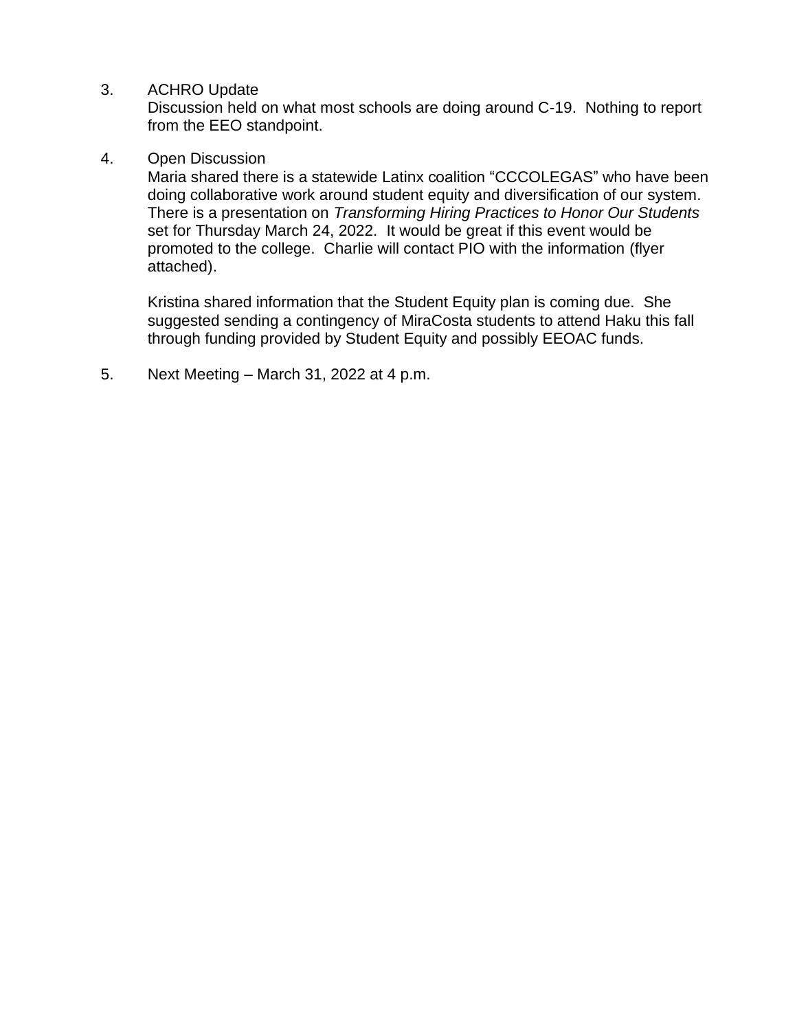3. ACHRO Update

   Discussion held on what most schools are doing around C-19. Nothing to report from the EEO standpoint.

4. Open Discussion

   Maria shared there is a statewide Latinx coalition "CCCOLEGAS" who have been doing collaborative work around student equity and diversification of our system. There is a presentation on *Transforming Hiring Practices to Honor Our Students* set for Thursday March 24, 2022. It would be great if this event would be promoted to the college. Charlie will contact PIO with the information (flyer attached).

   Kristina shared information that the Student Equity plan is coming due. She suggested sending a contingency of MiraCosta students to attend Haku this fall through funding provided by Student Equity and possibly EEOAC funds.

5. Next Meeting – March 31, 2022 at 4 p.m.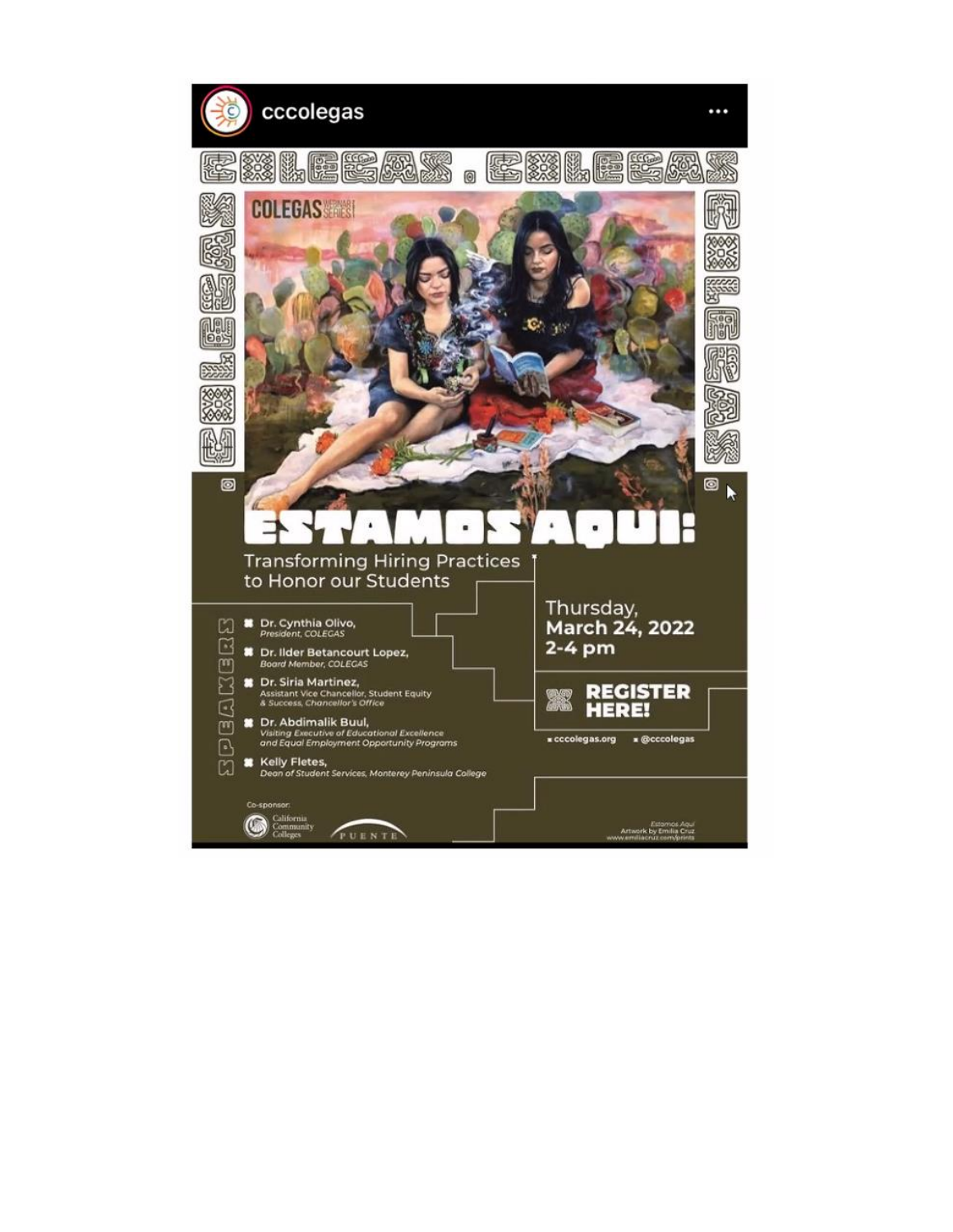cccolegas

COLEGAS . COLEGAS

COLEGAS WEBINAR SERIES

# ESTAMOS AQUI:

## Transforming Hiring Practices to Honor our Students

Thursday, March 24, 2022
2-4 pm

**REGISTER HERE!**

cccolegas.org · @cccolegas

SPEAKERS

- **Dr. Cynthia Olivo,** *President, COLEGAS*
- **Dr. Ilder Betancourt Lopez,** *Board Member, COLEGAS*
- **Dr. Siria Martinez,** *Assistant Vice Chancellor, Student Equity & Success, Chancellor's Office*
- **Dr. Abdimalik Buul,** *Visiting Executive of Educational Excellence and Equal Employment Opportunity Programs*
- **Kelly Fletes,** *Dean of Student Services, Monterey Peninsula College*

Co-sponsor: California Community Colleges, PUENTE

*Estamos Aqui*
Artwork by Emilia Cruz
www.emiliacruz.com/prints